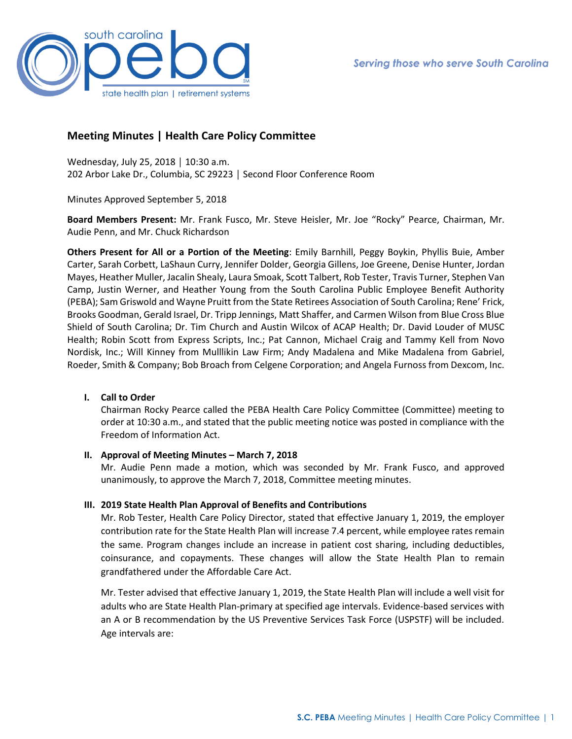## Meeting Minutes | Health Care Policy Committee

Wednesday, July 25, 2018 │ 10:30 a.m.
202 Arbor Lake Dr., Columbia, SC 29223 │ Second Floor Conference Room

Minutes Approved September 5, 2018

**Board Members Present:** Mr. Frank Fusco, Mr. Steve Heisler, Mr. Joe "Rocky" Pearce, Chairman, Mr. Audie Penn, and Mr. Chuck Richardson

**Others Present for All or a Portion of the Meeting**: Emily Barnhill, Peggy Boykin, Phyllis Buie, Amber Carter, Sarah Corbett, LaShaun Curry, Jennifer Dolder, Georgia Gillens, Joe Greene, Denise Hunter, Jordan Mayes, Heather Muller, Jacalin Shealy, Laura Smoak, Scott Talbert, Rob Tester, Travis Turner, Stephen Van Camp, Justin Werner, and Heather Young from the South Carolina Public Employee Benefit Authority (PEBA); Sam Griswold and Wayne Pruitt from the State Retirees Association of South Carolina; Rene' Frick, Brooks Goodman, Gerald Israel, Dr. Tripp Jennings, Matt Shaffer, and Carmen Wilson from Blue Cross Blue Shield of South Carolina; Dr. Tim Church and Austin Wilcox of ACAP Health; Dr. David Louder of MUSC Health; Robin Scott from Express Scripts, Inc.; Pat Cannon, Michael Craig and Tammy Kell from Novo Nordisk, Inc.; Will Kinney from Mulllikin Law Firm; Andy Madalena and Mike Madalena from Gabriel, Roeder, Smith & Company; Bob Broach from Celgene Corporation; and Angela Furnoss from Dexcom, Inc.

**I. Call to Order**

Chairman Rocky Pearce called the PEBA Health Care Policy Committee (Committee) meeting to order at 10:30 a.m., and stated that the public meeting notice was posted in compliance with the Freedom of Information Act.

**II. Approval of Meeting Minutes – March 7, 2018**

Mr. Audie Penn made a motion, which was seconded by Mr. Frank Fusco, and approved unanimously, to approve the March 7, 2018, Committee meeting minutes.

**III. 2019 State Health Plan Approval of Benefits and Contributions**

Mr. Rob Tester, Health Care Policy Director, stated that effective January 1, 2019, the employer contribution rate for the State Health Plan will increase 7.4 percent, while employee rates remain the same. Program changes include an increase in patient cost sharing, including deductibles, coinsurance, and copayments. These changes will allow the State Health Plan to remain grandfathered under the Affordable Care Act.

Mr. Tester advised that effective January 1, 2019, the State Health Plan will include a well visit for adults who are State Health Plan-primary at specified age intervals. Evidence-based services with an A or B recommendation by the US Preventive Services Task Force (USPSTF) will be included. Age intervals are: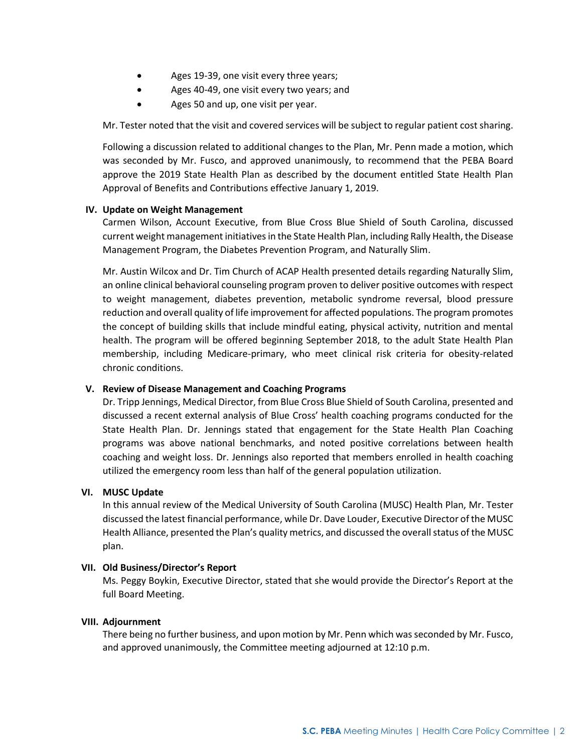- Ages 19-39, one visit every three years;
- Ages 40-49, one visit every two years; and
- Ages 50 and up, one visit per year.

Mr. Tester noted that the visit and covered services will be subject to regular patient cost sharing.

Following a discussion related to additional changes to the Plan, Mr. Penn made a motion, which was seconded by Mr. Fusco, and approved unanimously, to recommend that the PEBA Board approve the 2019 State Health Plan as described by the document entitled State Health Plan Approval of Benefits and Contributions effective January 1, 2019.

**IV. Update on Weight Management**

Carmen Wilson, Account Executive, from Blue Cross Blue Shield of South Carolina, discussed current weight management initiatives in the State Health Plan, including Rally Health, the Disease Management Program, the Diabetes Prevention Program, and Naturally Slim.

Mr. Austin Wilcox and Dr. Tim Church of ACAP Health presented details regarding Naturally Slim, an online clinical behavioral counseling program proven to deliver positive outcomes with respect to weight management, diabetes prevention, metabolic syndrome reversal, blood pressure reduction and overall quality of life improvement for affected populations. The program promotes the concept of building skills that include mindful eating, physical activity, nutrition and mental health. The program will be offered beginning September 2018, to the adult State Health Plan membership, including Medicare-primary, who meet clinical risk criteria for obesity-related chronic conditions.

**V. Review of Disease Management and Coaching Programs**

Dr. Tripp Jennings, Medical Director, from Blue Cross Blue Shield of South Carolina, presented and discussed a recent external analysis of Blue Cross' health coaching programs conducted for the State Health Plan. Dr. Jennings stated that engagement for the State Health Plan Coaching programs was above national benchmarks, and noted positive correlations between health coaching and weight loss. Dr. Jennings also reported that members enrolled in health coaching utilized the emergency room less than half of the general population utilization.

**VI. MUSC Update**

In this annual review of the Medical University of South Carolina (MUSC) Health Plan, Mr. Tester discussed the latest financial performance, while Dr. Dave Louder, Executive Director of the MUSC Health Alliance, presented the Plan's quality metrics, and discussed the overall status of the MUSC plan.

**VII. Old Business/Director's Report**

Ms. Peggy Boykin, Executive Director, stated that she would provide the Director's Report at the full Board Meeting.

**VIII. Adjournment**

There being no further business, and upon motion by Mr. Penn which was seconded by Mr. Fusco, and approved unanimously, the Committee meeting adjourned at 12:10 p.m.